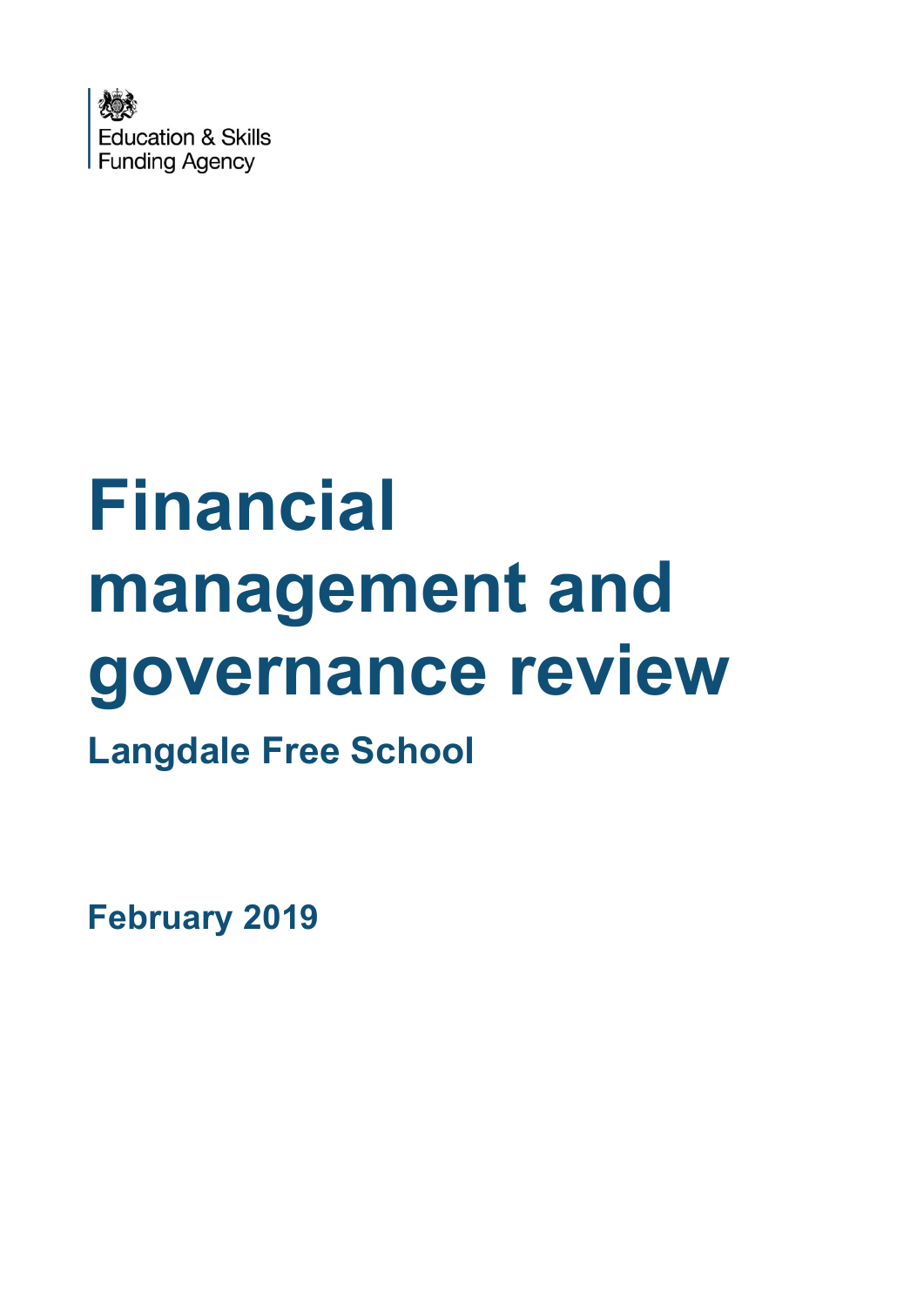Education & Skills Funding Agency

# Financial management and governance review

## Langdale Free School

**February 2019**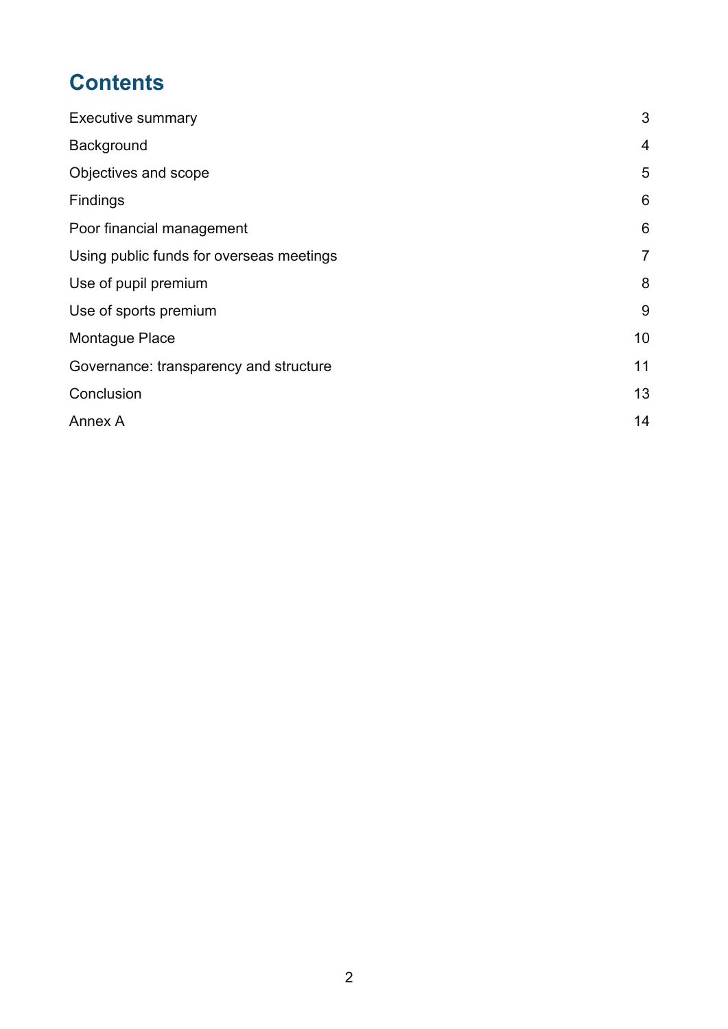# Contents

| | |
|---|---|
| Executive summary | 3 |
| Background | 4 |
| Objectives and scope | 5 |
| Findings | 6 |
| Poor financial management | 6 |
| Using public funds for overseas meetings | 7 |
| Use of pupil premium | 8 |
| Use of sports premium | 9 |
| Montague Place | 10 |
| Governance: transparency and structure | 11 |
| Conclusion | 13 |
| Annex A | 14 |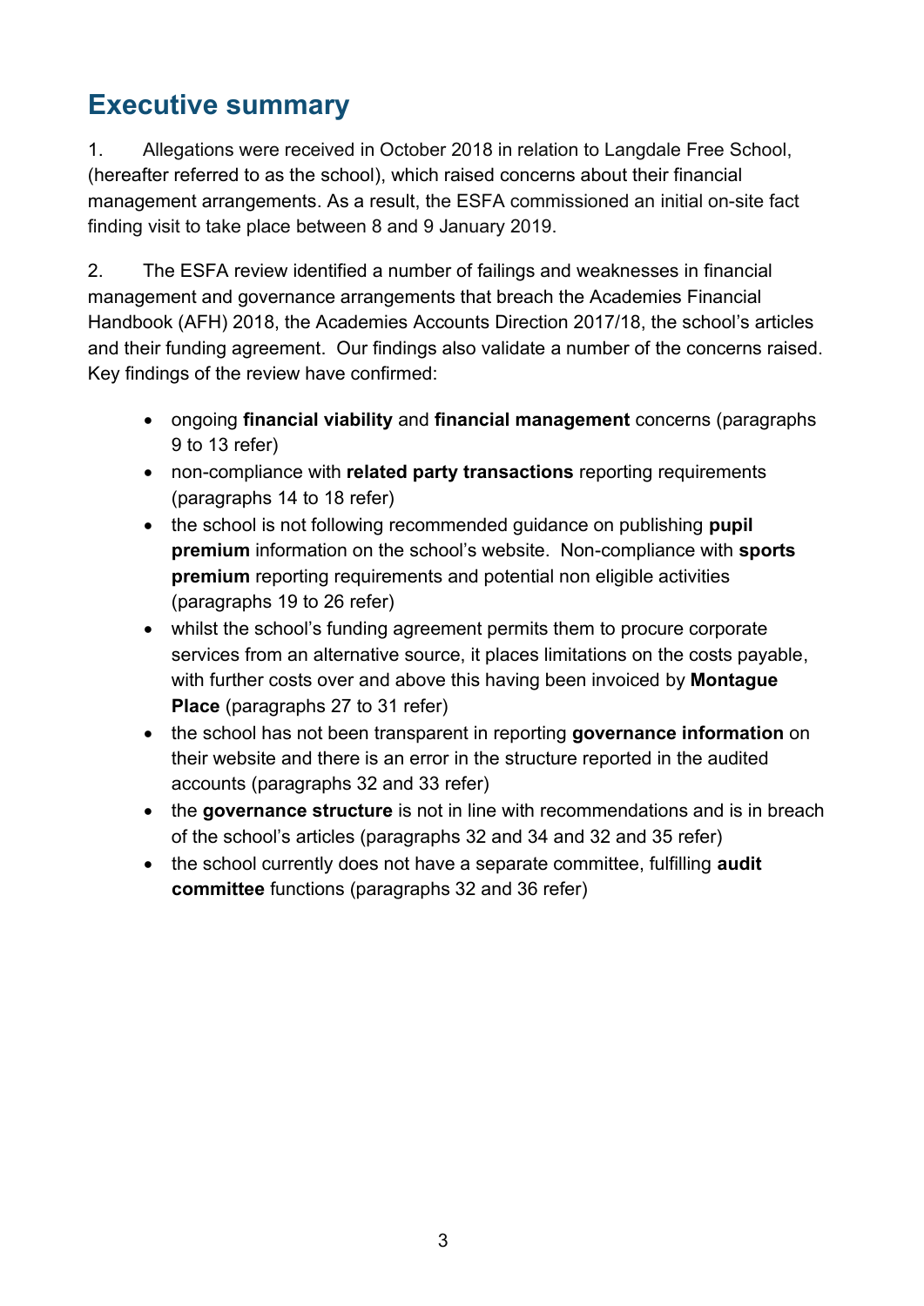## Executive summary

1. Allegations were received in October 2018 in relation to Langdale Free School, (hereafter referred to as the school), which raised concerns about their financial management arrangements. As a result, the ESFA commissioned an initial on-site fact finding visit to take place between 8 and 9 January 2019.

2. The ESFA review identified a number of failings and weaknesses in financial management and governance arrangements that breach the Academies Financial Handbook (AFH) 2018, the Academies Accounts Direction 2017/18, the school's articles and their funding agreement. Our findings also validate a number of the concerns raised. Key findings of the review have confirmed:

- ongoing **financial viability** and **financial management** concerns (paragraphs 9 to 13 refer)
- non-compliance with **related party transactions** reporting requirements (paragraphs 14 to 18 refer)
- the school is not following recommended guidance on publishing **pupil premium** information on the school's website. Non-compliance with **sports premium** reporting requirements and potential non eligible activities (paragraphs 19 to 26 refer)
- whilst the school's funding agreement permits them to procure corporate services from an alternative source, it places limitations on the costs payable, with further costs over and above this having been invoiced by **Montague Place** (paragraphs 27 to 31 refer)
- the school has not been transparent in reporting **governance information** on their website and there is an error in the structure reported in the audited accounts (paragraphs 32 and 33 refer)
- the **governance structure** is not in line with recommendations and is in breach of the school's articles (paragraphs 32 and 34 and 32 and 35 refer)
- the school currently does not have a separate committee, fulfilling **audit committee** functions (paragraphs 32 and 36 refer)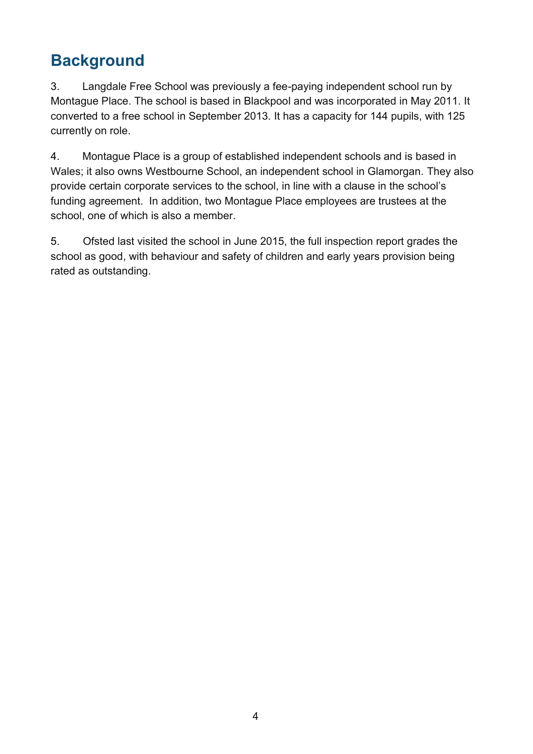## Background

3. Langdale Free School was previously a fee-paying independent school run by Montague Place. The school is based in Blackpool and was incorporated in May 2011. It converted to a free school in September 2013. It has a capacity for 144 pupils, with 125 currently on role.

4. Montague Place is a group of established independent schools and is based in Wales; it also owns Westbourne School, an independent school in Glamorgan. They also provide certain corporate services to the school, in line with a clause in the school's funding agreement. In addition, two Montague Place employees are trustees at the school, one of which is also a member.

5. Ofsted last visited the school in June 2015, the full inspection report grades the school as good, with behaviour and safety of children and early years provision being rated as outstanding.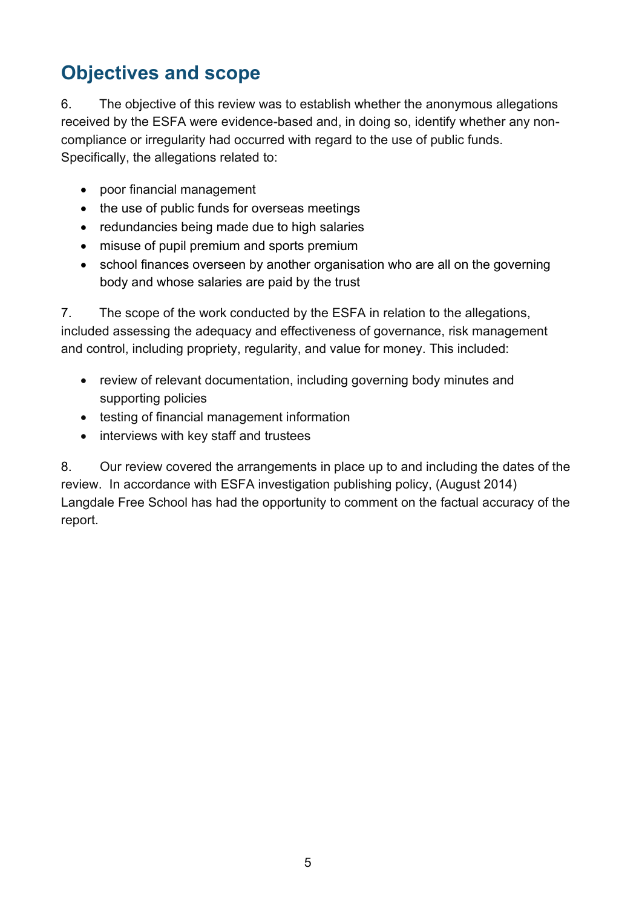## Objectives and scope

6. The objective of this review was to establish whether the anonymous allegations received by the ESFA were evidence-based and, in doing so, identify whether any non-compliance or irregularity had occurred with regard to the use of public funds. Specifically, the allegations related to:

- poor financial management
- the use of public funds for overseas meetings
- redundancies being made due to high salaries
- misuse of pupil premium and sports premium
- school finances overseen by another organisation who are all on the governing body and whose salaries are paid by the trust

7. The scope of the work conducted by the ESFA in relation to the allegations, included assessing the adequacy and effectiveness of governance, risk management and control, including propriety, regularity, and value for money. This included:

- review of relevant documentation, including governing body minutes and supporting policies
- testing of financial management information
- interviews with key staff and trustees

8. Our review covered the arrangements in place up to and including the dates of the review. In accordance with ESFA investigation publishing policy, (August 2014) Langdale Free School has had the opportunity to comment on the factual accuracy of the report.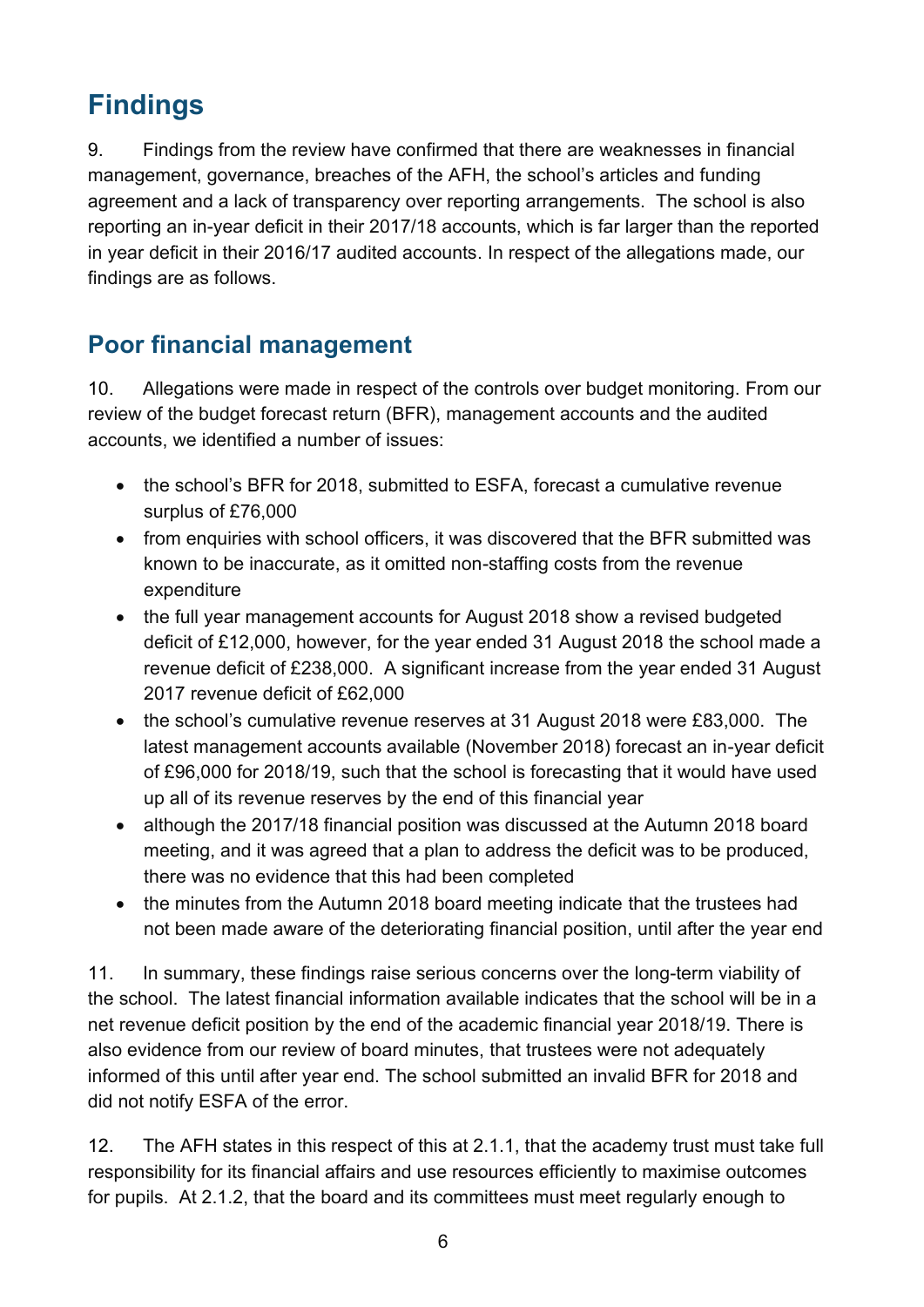## Findings

9. Findings from the review have confirmed that there are weaknesses in financial management, governance, breaches of the AFH, the school's articles and funding agreement and a lack of transparency over reporting arrangements. The school is also reporting an in-year deficit in their 2017/18 accounts, which is far larger than the reported in year deficit in their 2016/17 audited accounts. In respect of the allegations made, our findings are as follows.

## Poor financial management

10. Allegations were made in respect of the controls over budget monitoring. From our review of the budget forecast return (BFR), management accounts and the audited accounts, we identified a number of issues:

- the school's BFR for 2018, submitted to ESFA, forecast a cumulative revenue surplus of £76,000
- from enquiries with school officers, it was discovered that the BFR submitted was known to be inaccurate, as it omitted non-staffing costs from the revenue expenditure
- the full year management accounts for August 2018 show a revised budgeted deficit of £12,000, however, for the year ended 31 August 2018 the school made a revenue deficit of £238,000. A significant increase from the year ended 31 August 2017 revenue deficit of £62,000
- the school's cumulative revenue reserves at 31 August 2018 were £83,000. The latest management accounts available (November 2018) forecast an in-year deficit of £96,000 for 2018/19, such that the school is forecasting that it would have used up all of its revenue reserves by the end of this financial year
- although the 2017/18 financial position was discussed at the Autumn 2018 board meeting, and it was agreed that a plan to address the deficit was to be produced, there was no evidence that this had been completed
- the minutes from the Autumn 2018 board meeting indicate that the trustees had not been made aware of the deteriorating financial position, until after the year end

11. In summary, these findings raise serious concerns over the long-term viability of the school. The latest financial information available indicates that the school will be in a net revenue deficit position by the end of the academic financial year 2018/19. There is also evidence from our review of board minutes, that trustees were not adequately informed of this until after year end. The school submitted an invalid BFR for 2018 and did not notify ESFA of the error.

12. The AFH states in this respect of this at 2.1.1, that the academy trust must take full responsibility for its financial affairs and use resources efficiently to maximise outcomes for pupils. At 2.1.2, that the board and its committees must meet regularly enough to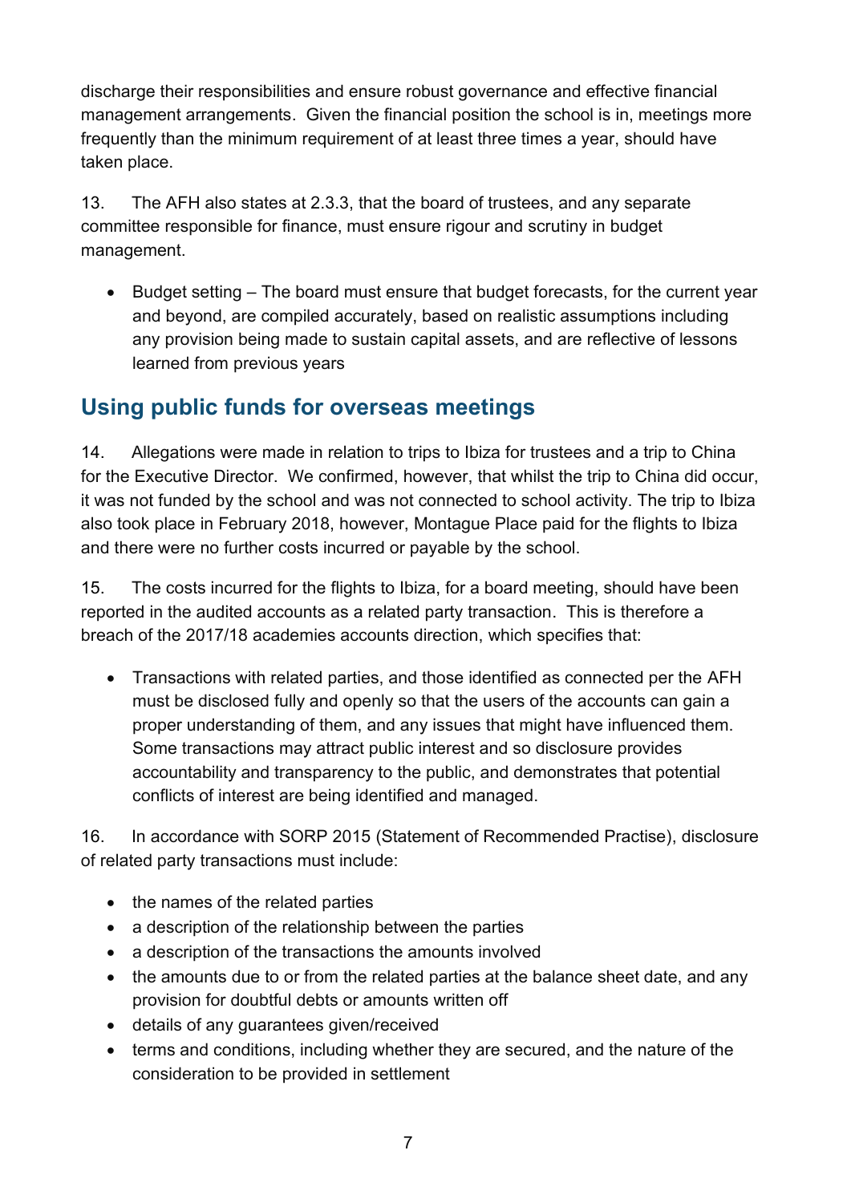discharge their responsibilities and ensure robust governance and effective financial management arrangements. Given the financial position the school is in, meetings more frequently than the minimum requirement of at least three times a year, should have taken place.

13. The AFH also states at 2.3.3, that the board of trustees, and any separate committee responsible for finance, must ensure rigour and scrutiny in budget management.

- Budget setting – The board must ensure that budget forecasts, for the current year and beyond, are compiled accurately, based on realistic assumptions including any provision being made to sustain capital assets, and are reflective of lessons learned from previous years

## Using public funds for overseas meetings

14. Allegations were made in relation to trips to Ibiza for trustees and a trip to China for the Executive Director. We confirmed, however, that whilst the trip to China did occur, it was not funded by the school and was not connected to school activity. The trip to Ibiza also took place in February 2018, however, Montague Place paid for the flights to Ibiza and there were no further costs incurred or payable by the school.

15. The costs incurred for the flights to Ibiza, for a board meeting, should have been reported in the audited accounts as a related party transaction. This is therefore a breach of the 2017/18 academies accounts direction, which specifies that:

- Transactions with related parties, and those identified as connected per the AFH must be disclosed fully and openly so that the users of the accounts can gain a proper understanding of them, and any issues that might have influenced them. Some transactions may attract public interest and so disclosure provides accountability and transparency to the public, and demonstrates that potential conflicts of interest are being identified and managed.

16. In accordance with SORP 2015 (Statement of Recommended Practise), disclosure of related party transactions must include:

- the names of the related parties
- a description of the relationship between the parties
- a description of the transactions the amounts involved
- the amounts due to or from the related parties at the balance sheet date, and any provision for doubtful debts or amounts written off
- details of any guarantees given/received
- terms and conditions, including whether they are secured, and the nature of the consideration to be provided in settlement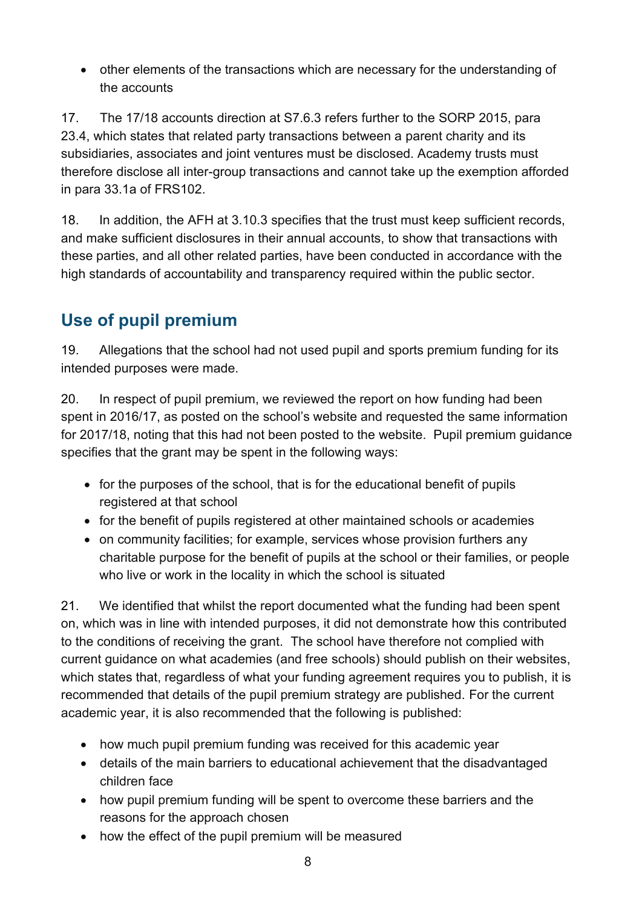- other elements of the transactions which are necessary for the understanding of the accounts

17. The 17/18 accounts direction at S7.6.3 refers further to the SORP 2015, para 23.4, which states that related party transactions between a parent charity and its subsidiaries, associates and joint ventures must be disclosed. Academy trusts must therefore disclose all inter-group transactions and cannot take up the exemption afforded in para 33.1a of FRS102.

18. In addition, the AFH at 3.10.3 specifies that the trust must keep sufficient records, and make sufficient disclosures in their annual accounts, to show that transactions with these parties, and all other related parties, have been conducted in accordance with the high standards of accountability and transparency required within the public sector.

## Use of pupil premium

19. Allegations that the school had not used pupil and sports premium funding for its intended purposes were made.

20. In respect of pupil premium, we reviewed the report on how funding had been spent in 2016/17, as posted on the school's website and requested the same information for 2017/18, noting that this had not been posted to the website. Pupil premium guidance specifies that the grant may be spent in the following ways:

- for the purposes of the school, that is for the educational benefit of pupils registered at that school
- for the benefit of pupils registered at other maintained schools or academies
- on community facilities; for example, services whose provision furthers any charitable purpose for the benefit of pupils at the school or their families, or people who live or work in the locality in which the school is situated

21. We identified that whilst the report documented what the funding had been spent on, which was in line with intended purposes, it did not demonstrate how this contributed to the conditions of receiving the grant. The school have therefore not complied with current guidance on what academies (and free schools) should publish on their websites, which states that, regardless of what your funding agreement requires you to publish, it is recommended that details of the pupil premium strategy are published. For the current academic year, it is also recommended that the following is published:

- how much pupil premium funding was received for this academic year
- details of the main barriers to educational achievement that the disadvantaged children face
- how pupil premium funding will be spent to overcome these barriers and the reasons for the approach chosen
- how the effect of the pupil premium will be measured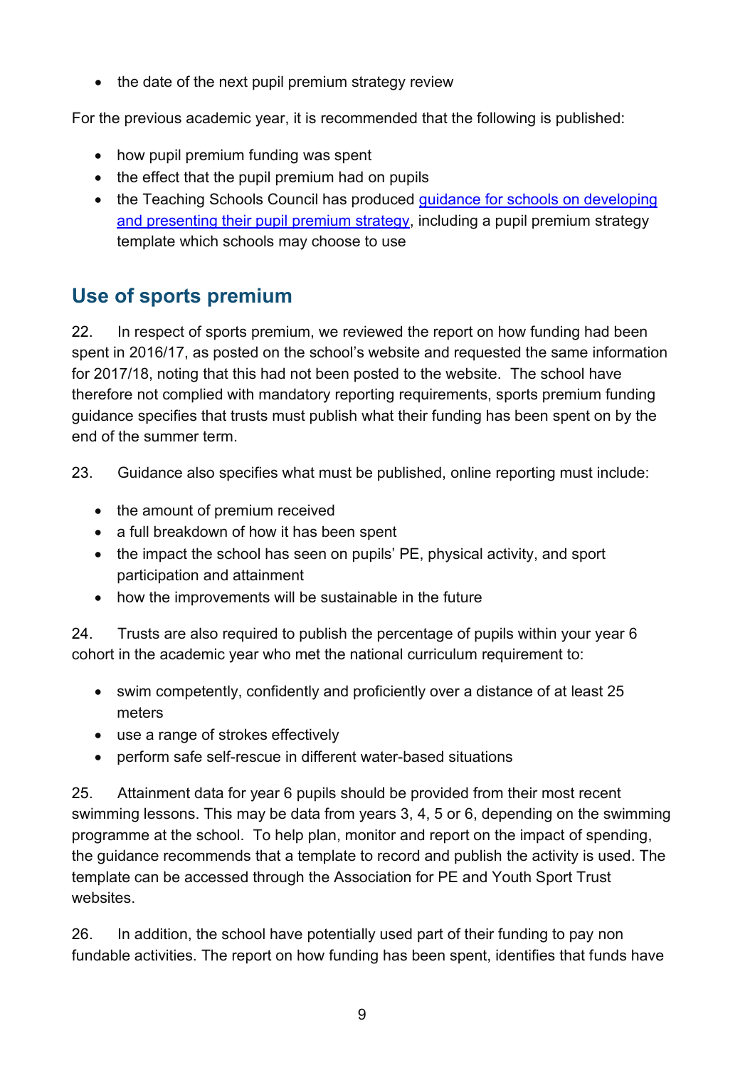- the date of the next pupil premium strategy review

For the previous academic year, it is recommended that the following is published:

- how pupil premium funding was spent
- the effect that the pupil premium had on pupils
- the Teaching Schools Council has produced [guidance for schools on developing and presenting their pupil premium strategy](), including a pupil premium strategy template which schools may choose to use

## Use of sports premium

22. In respect of sports premium, we reviewed the report on how funding had been spent in 2016/17, as posted on the school's website and requested the same information for 2017/18, noting that this had not been posted to the website. The school have therefore not complied with mandatory reporting requirements, sports premium funding guidance specifies that trusts must publish what their funding has been spent on by the end of the summer term.

23. Guidance also specifies what must be published, online reporting must include:

- the amount of premium received
- a full breakdown of how it has been spent
- the impact the school has seen on pupils' PE, physical activity, and sport participation and attainment
- how the improvements will be sustainable in the future

24. Trusts are also required to publish the percentage of pupils within your year 6 cohort in the academic year who met the national curriculum requirement to:

- swim competently, confidently and proficiently over a distance of at least 25 meters
- use a range of strokes effectively
- perform safe self-rescue in different water-based situations

25. Attainment data for year 6 pupils should be provided from their most recent swimming lessons. This may be data from years 3, 4, 5 or 6, depending on the swimming programme at the school. To help plan, monitor and report on the impact of spending, the guidance recommends that a template to record and publish the activity is used. The template can be accessed through the Association for PE and Youth Sport Trust websites.

26. In addition, the school have potentially used part of their funding to pay non fundable activities. The report on how funding has been spent, identifies that funds have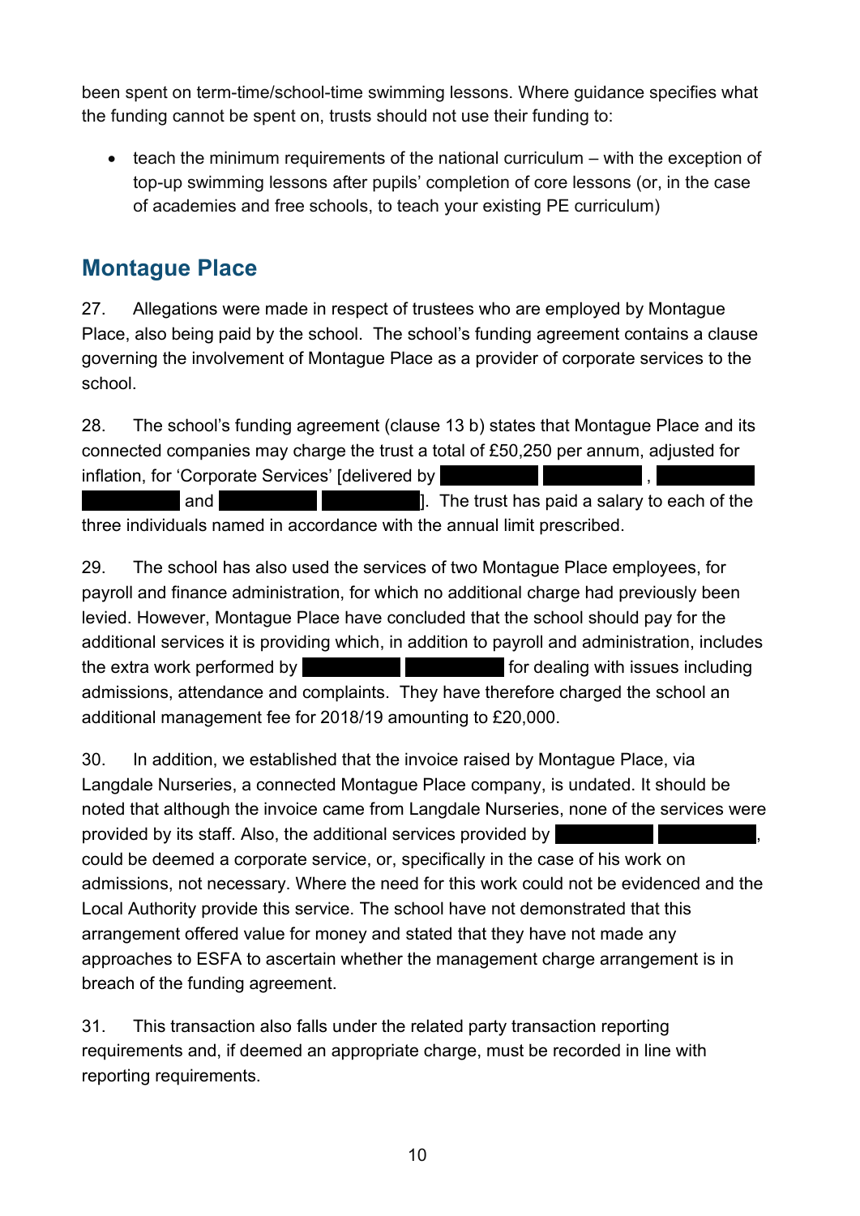been spent on term-time/school-time swimming lessons. Where guidance specifies what the funding cannot be spent on, trusts should not use their funding to:

- teach the minimum requirements of the national curriculum – with the exception of top-up swimming lessons after pupils' completion of core lessons (or, in the case of academies and free schools, to teach your existing PE curriculum)

## Montague Place

27. Allegations were made in respect of trustees who are employed by Montague Place, also being paid by the school. The school's funding agreement contains a clause governing the involvement of Montague Place as a provider of corporate services to the school.

28. The school's funding agreement (clause 13 b) states that Montague Place and its connected companies may charge the trust a total of £50,250 per annum, adjusted for inflation, for 'Corporate Services' [delivered by ██████ ██████, ██████ ██████ and ██████ ██████]. The trust has paid a salary to each of the three individuals named in accordance with the annual limit prescribed.

29. The school has also used the services of two Montague Place employees, for payroll and finance administration, for which no additional charge had previously been levied. However, Montague Place have concluded that the school should pay for the additional services it is providing which, in addition to payroll and administration, includes the extra work performed by ██████ ██████ for dealing with issues including admissions, attendance and complaints. They have therefore charged the school an additional management fee for 2018/19 amounting to £20,000.

30. In addition, we established that the invoice raised by Montague Place, via Langdale Nurseries, a connected Montague Place company, is undated. It should be noted that although the invoice came from Langdale Nurseries, none of the services were provided by its staff. Also, the additional services provided by ██████ ██████, could be deemed a corporate service, or, specifically in the case of his work on admissions, not necessary. Where the need for this work could not be evidenced and the Local Authority provide this service. The school have not demonstrated that this arrangement offered value for money and stated that they have not made any approaches to ESFA to ascertain whether the management charge arrangement is in breach of the funding agreement.

31. This transaction also falls under the related party transaction reporting requirements and, if deemed an appropriate charge, must be recorded in line with reporting requirements.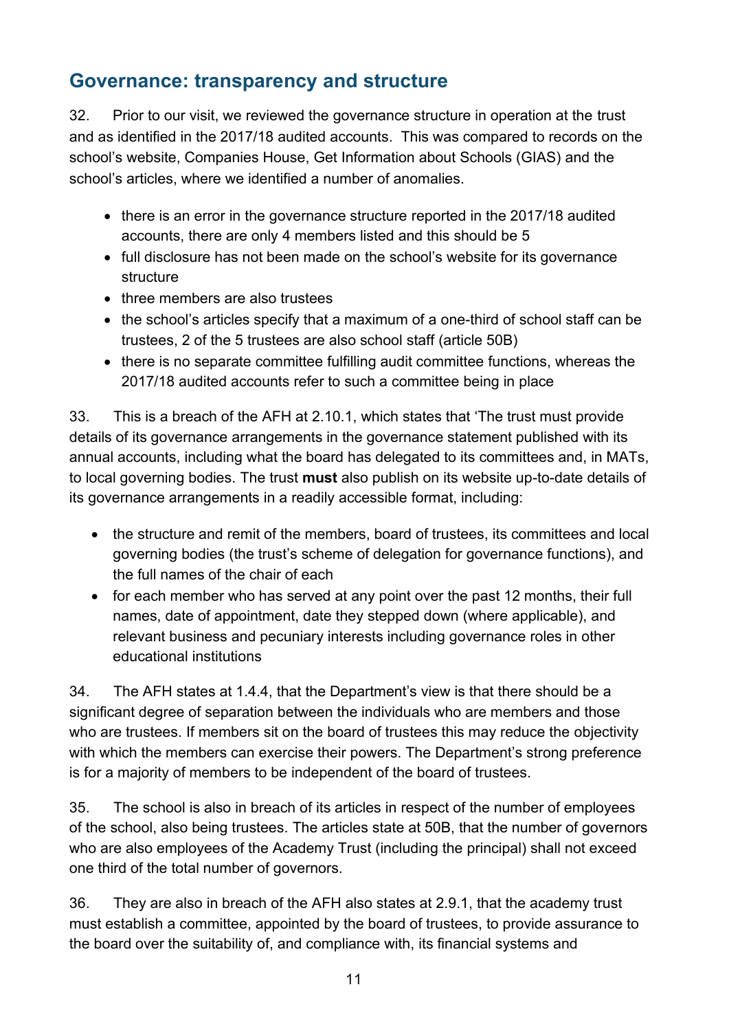## Governance: transparency and structure

32. Prior to our visit, we reviewed the governance structure in operation at the trust and as identified in the 2017/18 audited accounts. This was compared to records on the school's website, Companies House, Get Information about Schools (GIAS) and the school's articles, where we identified a number of anomalies.

- there is an error in the governance structure reported in the 2017/18 audited accounts, there are only 4 members listed and this should be 5
- full disclosure has not been made on the school's website for its governance structure
- three members are also trustees
- the school's articles specify that a maximum of a one-third of school staff can be trustees, 2 of the 5 trustees are also school staff (article 50B)
- there is no separate committee fulfilling audit committee functions, whereas the 2017/18 audited accounts refer to such a committee being in place

33. This is a breach of the AFH at 2.10.1, which states that 'The trust must provide details of its governance arrangements in the governance statement published with its annual accounts, including what the board has delegated to its committees and, in MATs, to local governing bodies. The trust **must** also publish on its website up-to-date details of its governance arrangements in a readily accessible format, including:

- the structure and remit of the members, board of trustees, its committees and local governing bodies (the trust's scheme of delegation for governance functions), and the full names of the chair of each
- for each member who has served at any point over the past 12 months, their full names, date of appointment, date they stepped down (where applicable), and relevant business and pecuniary interests including governance roles in other educational institutions

34. The AFH states at 1.4.4, that the Department's view is that there should be a significant degree of separation between the individuals who are members and those who are trustees. If members sit on the board of trustees this may reduce the objectivity with which the members can exercise their powers. The Department's strong preference is for a majority of members to be independent of the board of trustees.

35. The school is also in breach of its articles in respect of the number of employees of the school, also being trustees. The articles state at 50B, that the number of governors who are also employees of the Academy Trust (including the principal) shall not exceed one third of the total number of governors.

36. They are also in breach of the AFH also states at 2.9.1, that the academy trust must establish a committee, appointed by the board of trustees, to provide assurance to the board over the suitability of, and compliance with, its financial systems and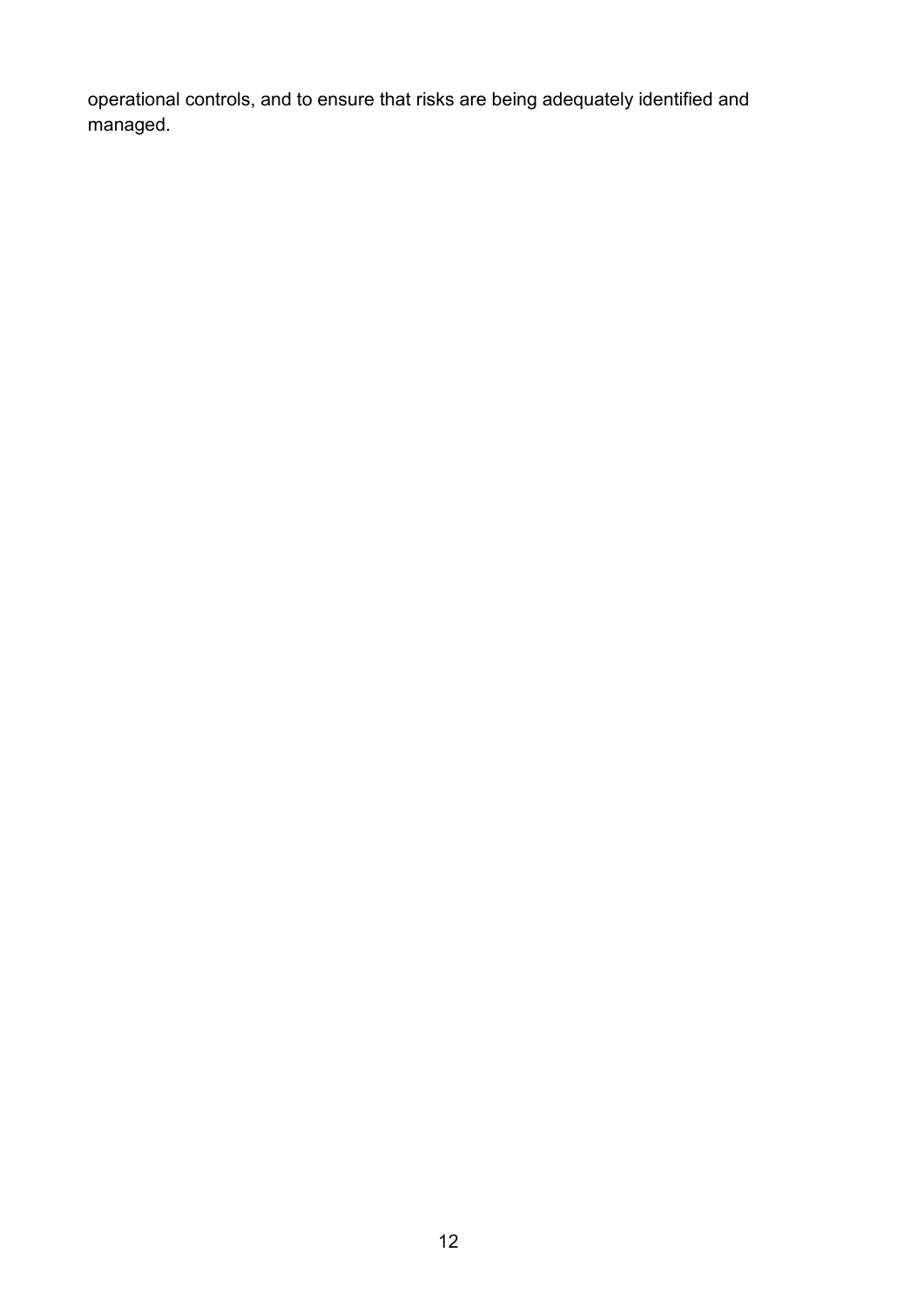operational controls, and to ensure that risks are being adequately identified and managed.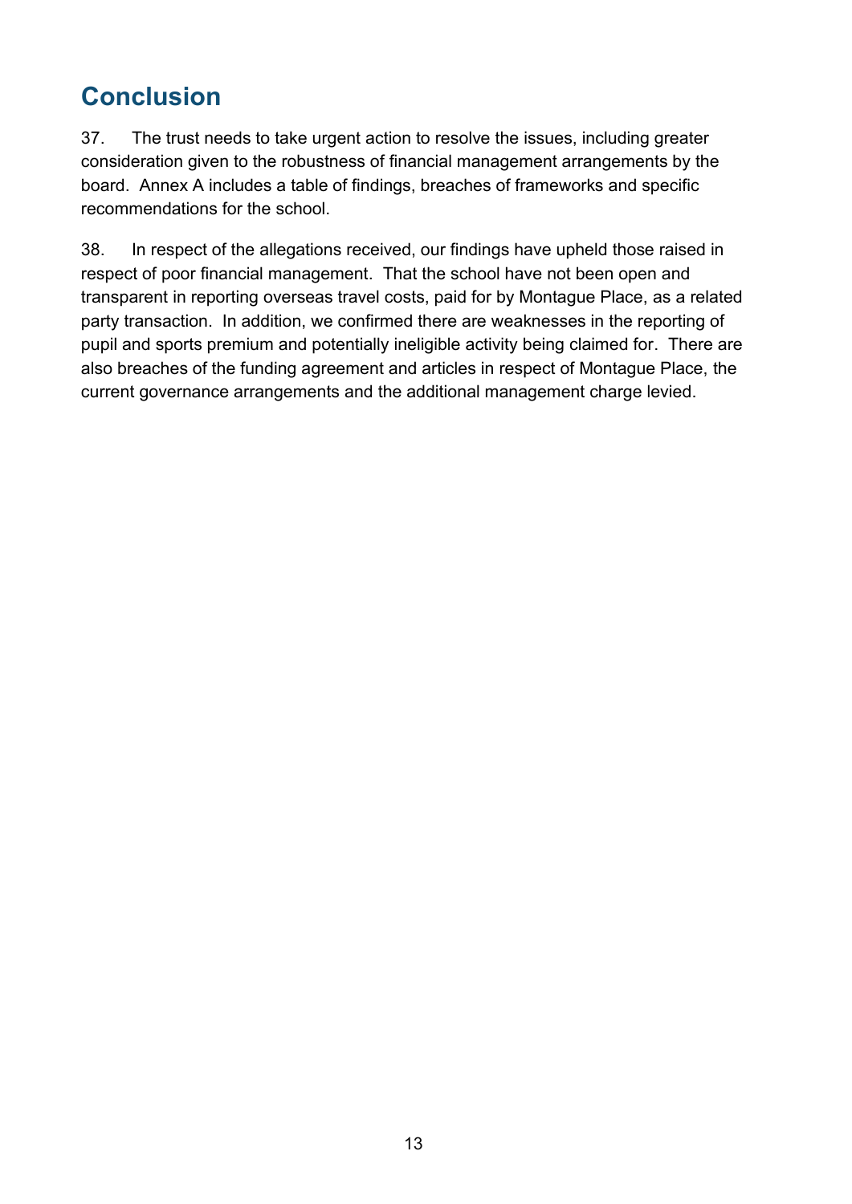## Conclusion

37. The trust needs to take urgent action to resolve the issues, including greater consideration given to the robustness of financial management arrangements by the board. Annex A includes a table of findings, breaches of frameworks and specific recommendations for the school.

38. In respect of the allegations received, our findings have upheld those raised in respect of poor financial management. That the school have not been open and transparent in reporting overseas travel costs, paid for by Montague Place, as a related party transaction. In addition, we confirmed there are weaknesses in the reporting of pupil and sports premium and potentially ineligible activity being claimed for. There are also breaches of the funding agreement and articles in respect of Montague Place, the current governance arrangements and the additional management charge levied.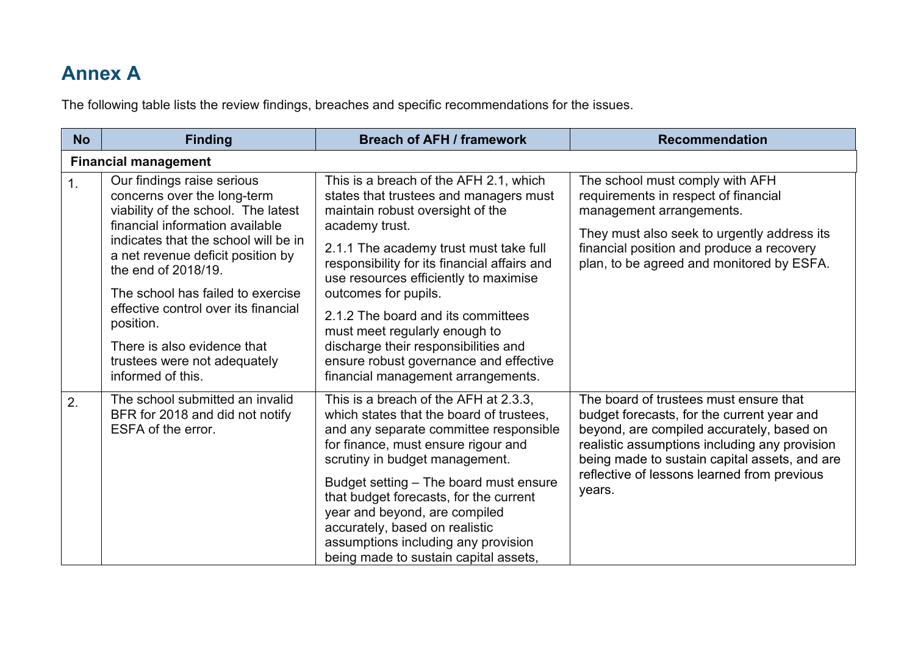# Annex A

The following table lists the review findings, breaches and specific recommendations for the issues.

| No | Finding | Breach of AFH / framework | Recommendation |
|---|---|---|---|
| **Financial management** | | | |
| 1. | Our findings raise serious concerns over the long-term viability of the school. The latest financial information available indicates that the school will be in a net revenue deficit position by the end of 2018/19.<br><br>The school has failed to exercise effective control over its financial position.<br><br>There is also evidence that trustees were not adequately informed of this. | This is a breach of the AFH 2.1, which states that trustees and managers must maintain robust oversight of the academy trust.<br><br>2.1.1 The academy trust must take full responsibility for its financial affairs and use resources efficiently to maximise outcomes for pupils.<br><br>2.1.2 The board and its committees must meet regularly enough to discharge their responsibilities and ensure robust governance and effective financial management arrangements. | The school must comply with AFH requirements in respect of financial management arrangements.<br><br>They must also seek to urgently address its financial position and produce a recovery plan, to be agreed and monitored by ESFA. |
| 2. | The school submitted an invalid BFR for 2018 and did not notify ESFA of the error. | This is a breach of the AFH at 2.3.3, which states that the board of trustees, and any separate committee responsible for finance, must ensure rigour and scrutiny in budget management.<br><br>Budget setting – The board must ensure that budget forecasts, for the current year and beyond, are compiled accurately, based on realistic assumptions including any provision being made to sustain capital assets, | The board of trustees must ensure that budget forecasts, for the current year and beyond, are compiled accurately, based on realistic assumptions including any provision being made to sustain capital assets, and are reflective of lessons learned from previous years. |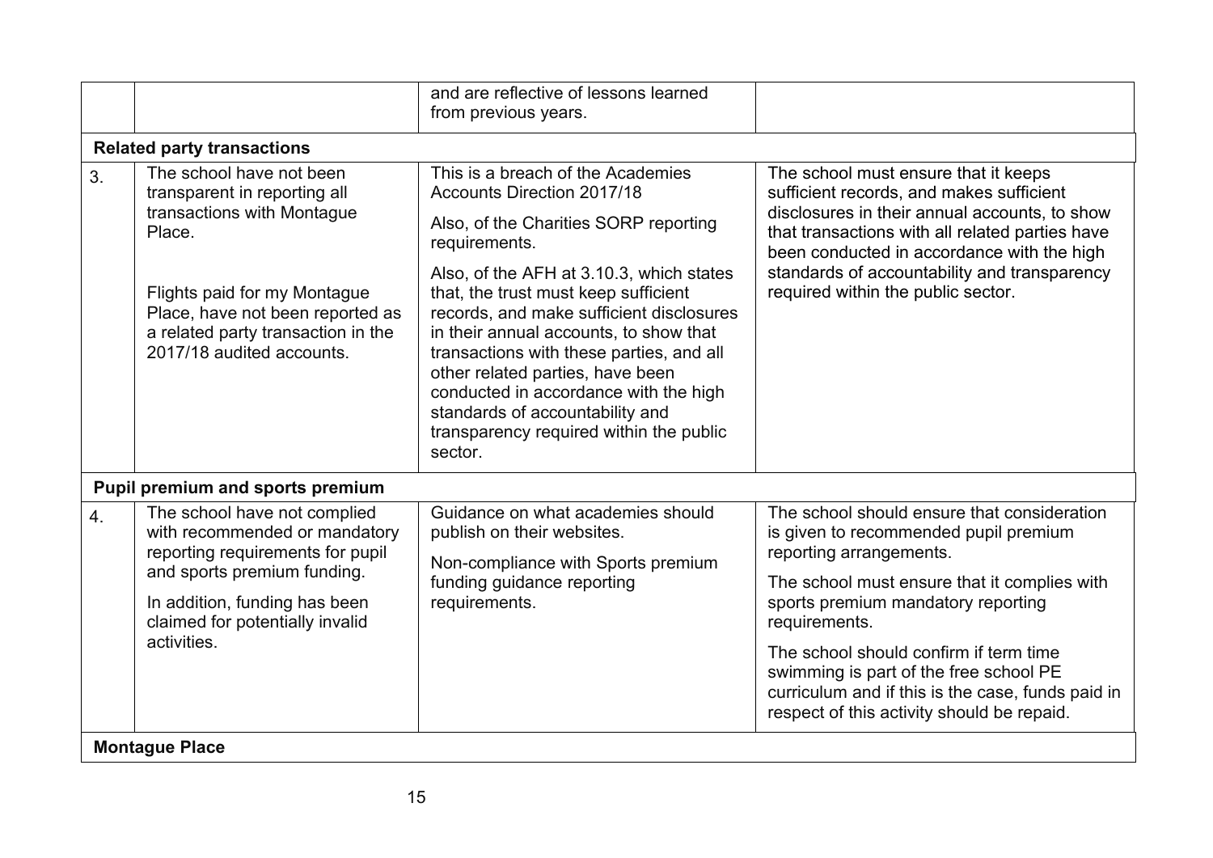| | | | |
|---|---|---|---|
| | | and are reflective of lessons learned from previous years. | |
| **Related party transactions** | | | |
| 3. | The school have not been transparent in reporting all transactions with Montague Place.<br><br>Flights paid for my Montague Place, have not been reported as a related party transaction in the 2017/18 audited accounts. | This is a breach of the Academies Accounts Direction 2017/18<br><br>Also, of the Charities SORP reporting requirements.<br><br>Also, of the AFH at 3.10.3, which states that, the trust must keep sufficient records, and make sufficient disclosures in their annual accounts, to show that transactions with these parties, and all other related parties, have been conducted in accordance with the high standards of accountability and transparency required within the public sector. | The school must ensure that it keeps sufficient records, and makes sufficient disclosures in their annual accounts, to show that transactions with all related parties have been conducted in accordance with the high standards of accountability and transparency required within the public sector. |
| **Pupil premium and sports premium** | | | |
| 4. | The school have not complied with recommended or mandatory reporting requirements for pupil and sports premium funding.<br><br>In addition, funding has been claimed for potentially invalid activities. | Guidance on what academies should publish on their websites.<br><br>Non-compliance with Sports premium funding guidance reporting requirements. | The school should ensure that consideration is given to recommended pupil premium reporting arrangements.<br><br>The school must ensure that it complies with sports premium mandatory reporting requirements.<br><br>The school should confirm if term time swimming is part of the free school PE curriculum and if this is the case, funds paid in respect of this activity should be repaid. |
| **Montague Place** | | | |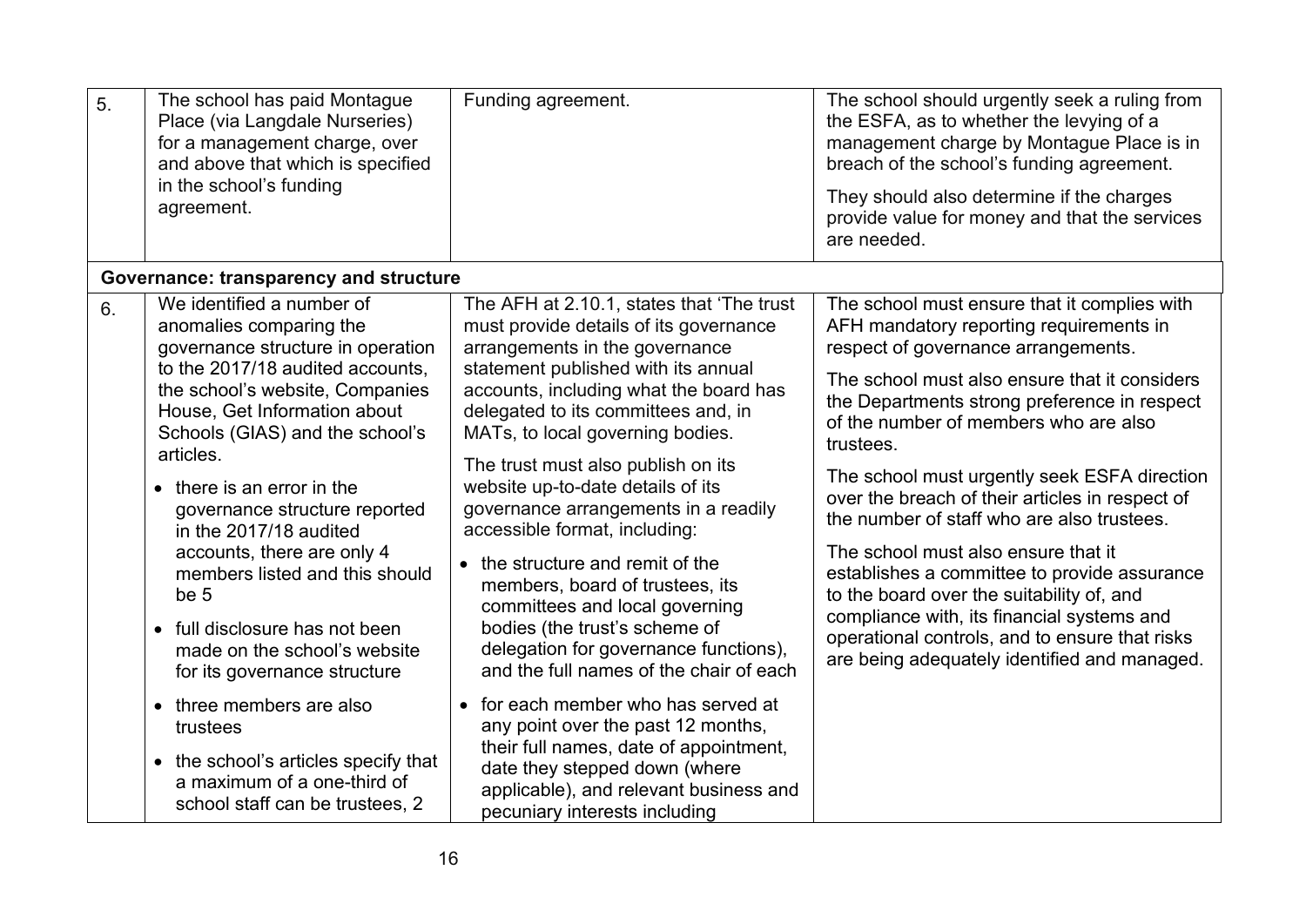| | | | |
|---|---|---|---|
| 5. | The school has paid Montague Place (via Langdale Nurseries) for a management charge, over and above that which is specified in the school's funding agreement. | Funding agreement. | The school should urgently seek a ruling from the ESFA, as to whether the levying of a management charge by Montague Place is in breach of the school's funding agreement.<br><br>They should also determine if the charges provide value for money and that the services are needed. |
| **Governance: transparency and structure** | | | |
| 6. | We identified a number of anomalies comparing the governance structure in operation to the 2017/18 audited accounts, the school's website, Companies House, Get Information about Schools (GIAS) and the school's articles.<br><br>• there is an error in the governance structure reported in the 2017/18 audited accounts, there are only 4 members listed and this should be 5<br><br>• full disclosure has not been made on the school's website for its governance structure<br><br>• three members are also trustees<br><br>• the school's articles specify that a maximum of a one-third of school staff can be trustees, 2 | The AFH at 2.10.1, states that 'The trust must provide details of its governance arrangements in the governance statement published with its annual accounts, including what the board has delegated to its committees and, in MATs, to local governing bodies.<br><br>The trust must also publish on its website up-to-date details of its governance arrangements in a readily accessible format, including:<br><br>• the structure and remit of the members, board of trustees, its committees and local governing bodies (the trust's scheme of delegation for governance functions), and the full names of the chair of each<br><br>• for each member who has served at any point over the past 12 months, their full names, date of appointment, date they stepped down (where applicable), and relevant business and pecuniary interests including | The school must ensure that it complies with AFH mandatory reporting requirements in respect of governance arrangements.<br><br>The school must also ensure that it considers the Departments strong preference in respect of the number of members who are also trustees.<br><br>The school must urgently seek ESFA direction over the breach of their articles in respect of the number of staff who are also trustees.<br><br>The school must also ensure that it establishes a committee to provide assurance to the board over the suitability of, and compliance with, its financial systems and operational controls, and to ensure that risks are being adequately identified and managed. |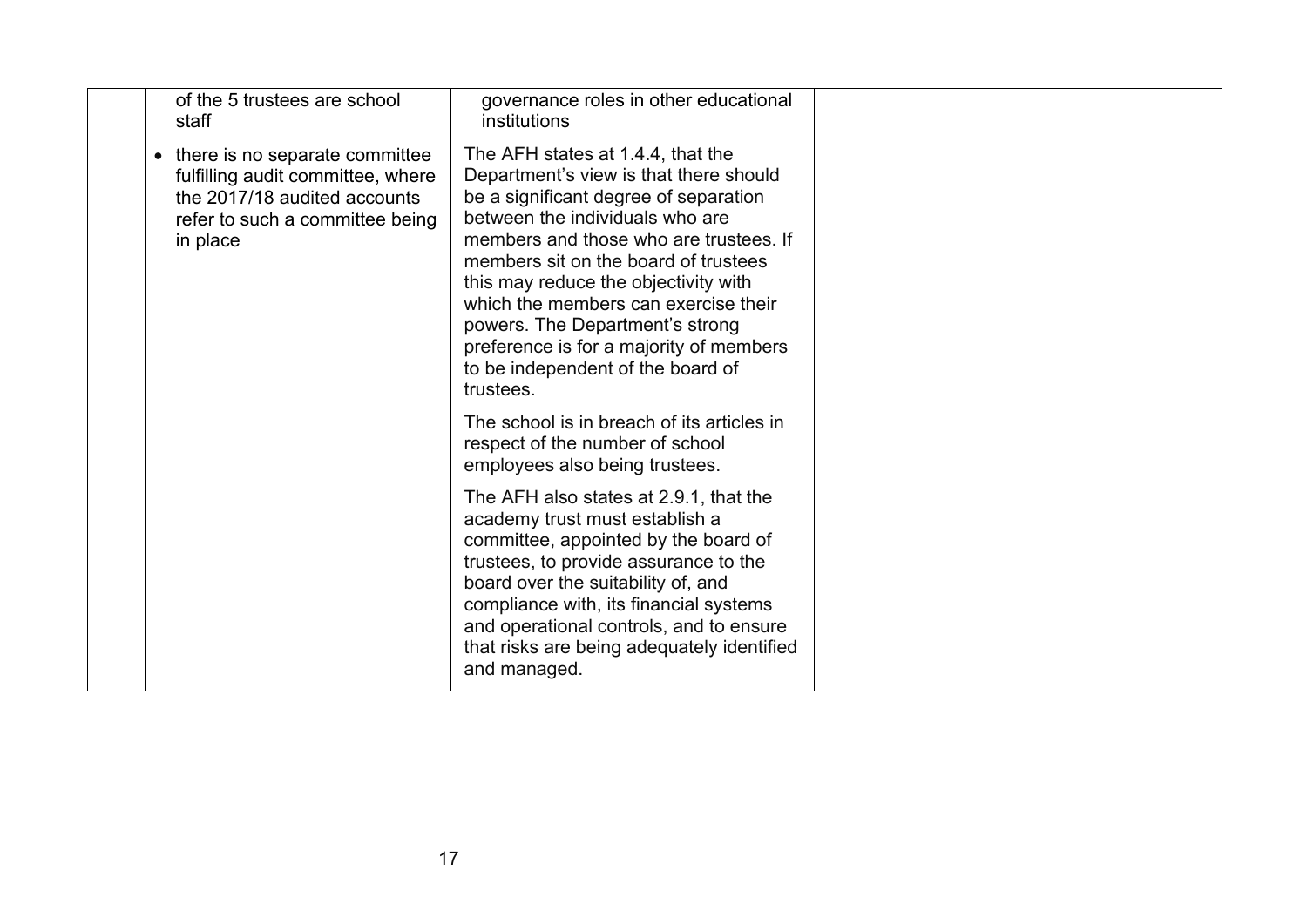|  |  |  |  |
|---|---|---|---|
|  | of the 5 trustees are school staff<br><br>• there is no separate committee fulfilling audit committee, where the 2017/18 audited accounts refer to such a committee being in place | governance roles in other educational institutions<br><br>The AFH states at 1.4.4, that the Department's view is that there should be a significant degree of separation between the individuals who are members and those who are trustees. If members sit on the board of trustees this may reduce the objectivity with which the members can exercise their powers. The Department's strong preference is for a majority of members to be independent of the board of trustees.<br><br>The school is in breach of its articles in respect of the number of school employees also being trustees.<br><br>The AFH also states at 2.9.1, that the academy trust must establish a committee, appointed by the board of trustees, to provide assurance to the board over the suitability of, and compliance with, its financial systems and operational controls, and to ensure that risks are being adequately identified and managed. |  |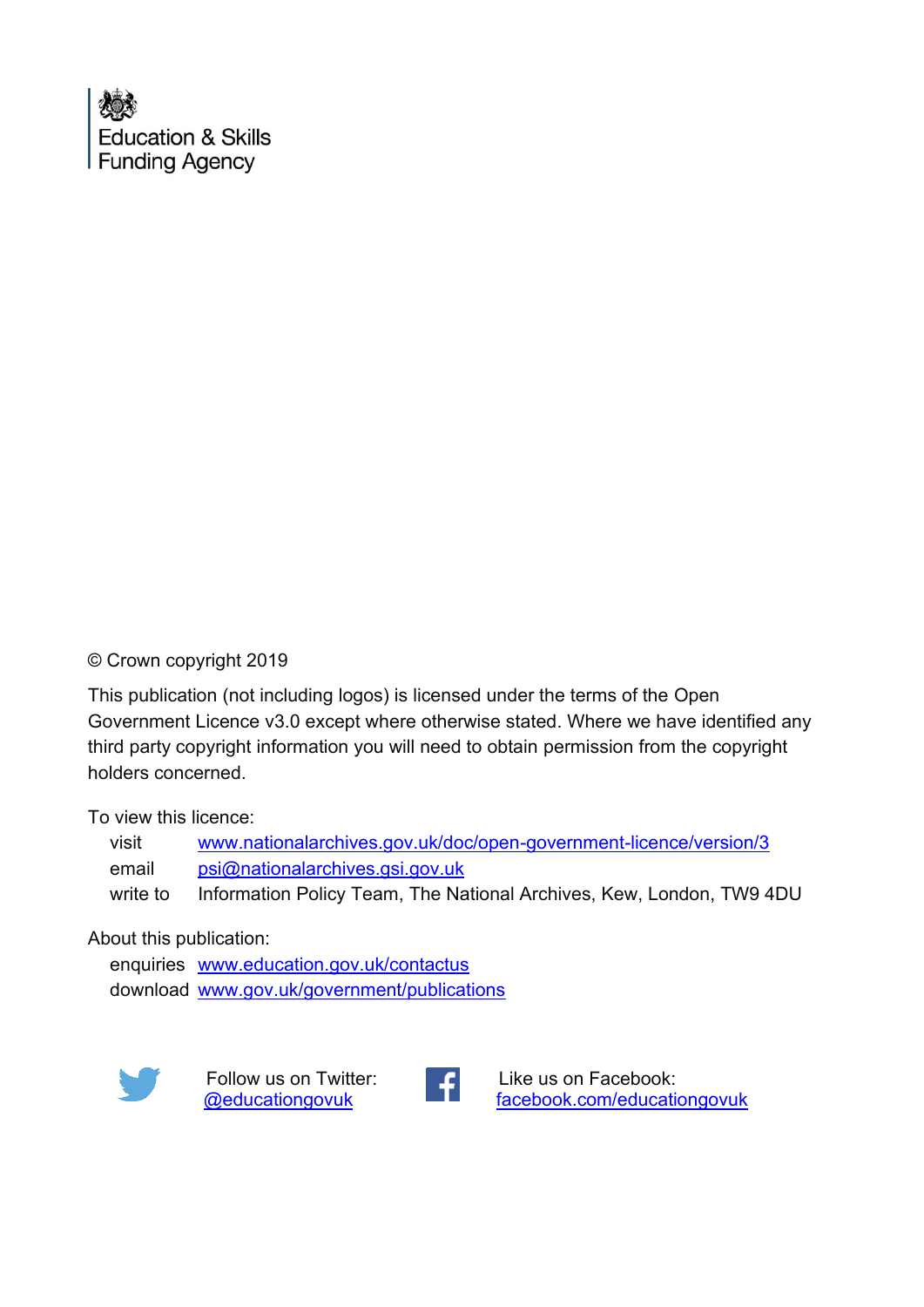Education & Skills
Funding Agency

© Crown copyright 2019

This publication (not including logos) is licensed under the terms of the Open Government Licence v3.0 except where otherwise stated. Where we have identified any third party copyright information you will need to obtain permission from the copyright holders concerned.

To view this licence:

- visit www.nationalarchives.gov.uk/doc/open-government-licence/version/3
- email psi@nationalarchives.gsi.gov.uk
- write to Information Policy Team, The National Archives, Kew, London, TW9 4DU

About this publication:

- enquiries www.education.gov.uk/contactus
- download www.gov.uk/government/publications

Follow us on Twitter: @educationgovuk

Like us on Facebook: facebook.com/educationgovuk